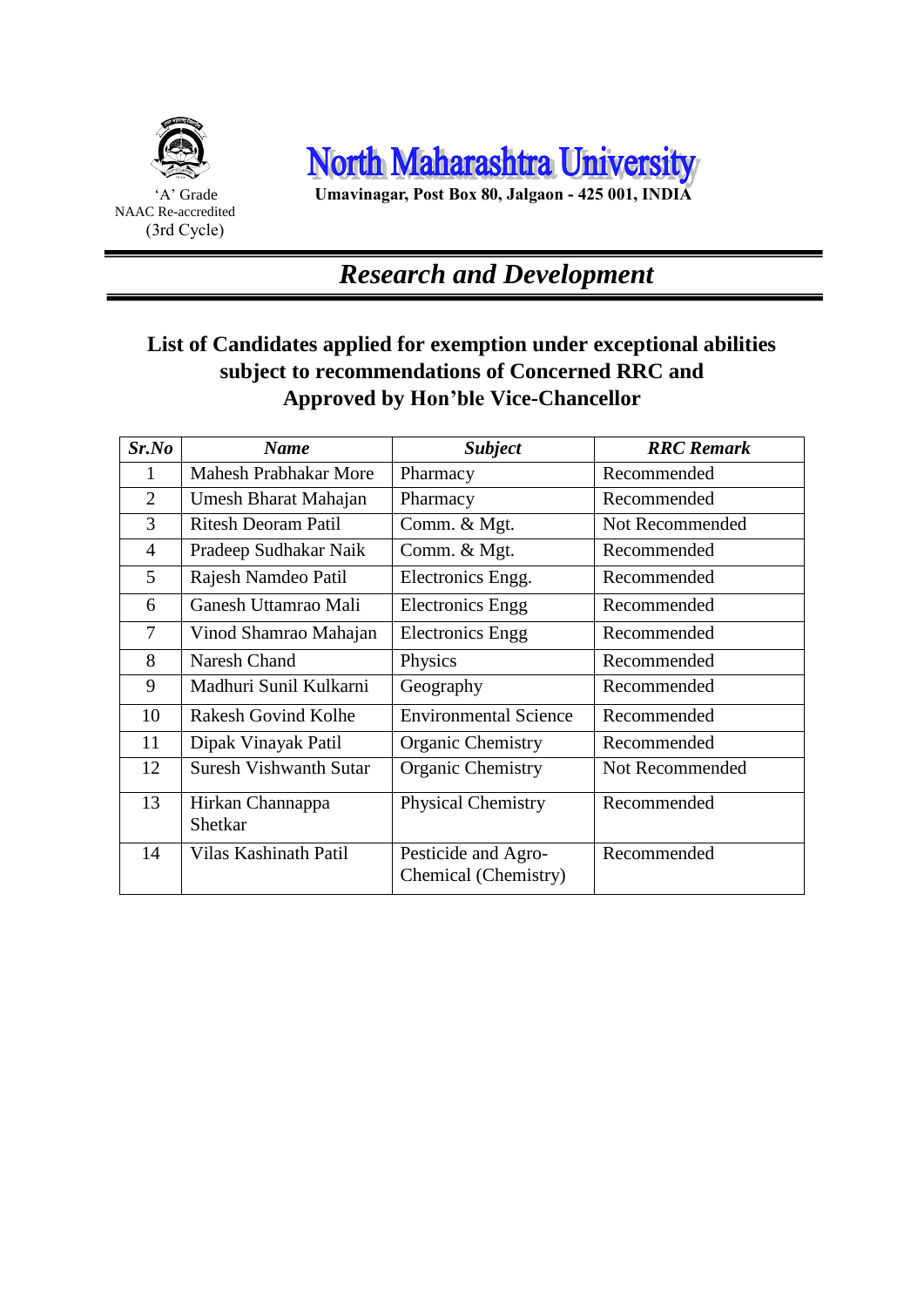'A' Grade
NAAC Re-accredited
(3rd Cycle)

# North Maharashtra University

**Umavinagar, Post Box 80, Jalgaon - 425 001, INDIA**

## *Research and Development*

### List of Candidates applied for exemption under exceptional abilities subject to recommendations of Concerned RRC and Approved by Hon'ble Vice-Chancellor

| ***Sr.No*** | ***Name*** | ***Subject*** | ***RRC Remark*** |
|---|---|---|---|
| 1 | Mahesh Prabhakar More | Pharmacy | Recommended |
| 2 | Umesh Bharat Mahajan | Pharmacy | Recommended |
| 3 | Ritesh Deoram Patil | Comm. & Mgt. | Not Recommended |
| 4 | Pradeep Sudhakar Naik | Comm. & Mgt. | Recommended |
| 5 | Rajesh Namdeo Patil | Electronics Engg. | Recommended |
| 6 | Ganesh Uttamrao Mali | Electronics Engg | Recommended |
| 7 | Vinod Shamrao Mahajan | Electronics Engg | Recommended |
| 8 | Naresh Chand | Physics | Recommended |
| 9 | Madhuri Sunil Kulkarni | Geography | Recommended |
| 10 | Rakesh Govind Kolhe | Environmental Science | Recommended |
| 11 | Dipak Vinayak Patil | Organic Chemistry | Recommended |
| 12 | Suresh Vishwanth Sutar | Organic Chemistry | Not Recommended |
| 13 | Hirkan Channappa Shetkar | Physical Chemistry | Recommended |
| 14 | Vilas Kashinath Patil | Pesticide and Agro-Chemical (Chemistry) | Recommended |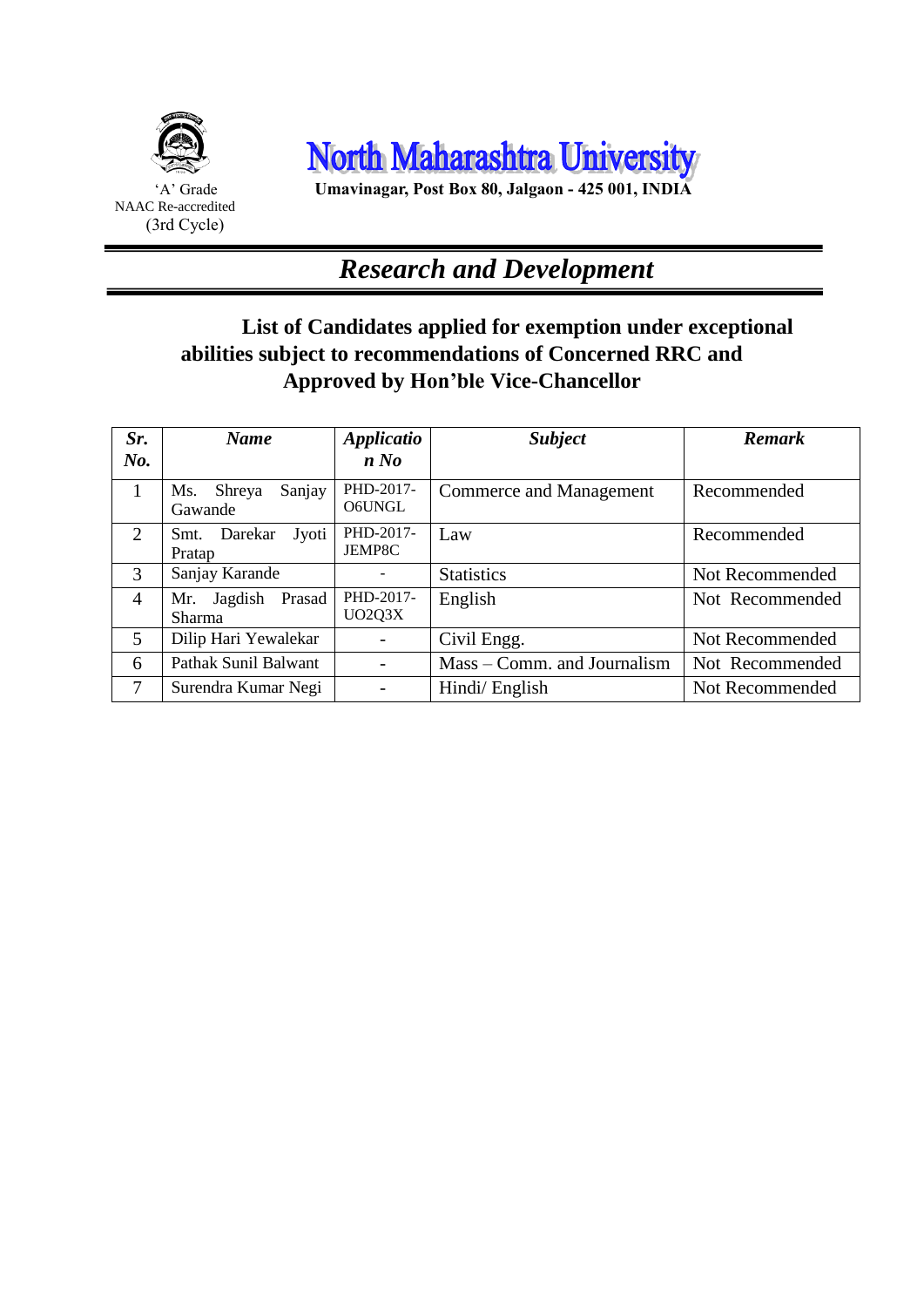'A' Grade
NAAC Re-accredited
(3rd Cycle)

# North Maharashtra University

**Umavinagar, Post Box 80, Jalgaon - 425 001, INDIA**

## *Research and Development*

### List of Candidates applied for exemption under exceptional abilities subject to recommendations of Concerned RRC and Approved by Hon'ble Vice-Chancellor

| *Sr. No.* | *Name* | *Application No* | *Subject* | *Remark* |
|---|---|---|---|---|
| 1 | Ms. Shreya Sanjay Gawande | PHD-2017-O6UNGL | Commerce and Management | Recommended |
| 2 | Smt. Darekar Jyoti Pratap | PHD-2017-JEMP8C | Law | Recommended |
| 3 | Sanjay Karande | - | Statistics | Not Recommended |
| 4 | Mr. Jagdish Prasad Sharma | PHD-2017-UO2Q3X | English | Not Recommended |
| 5 | Dilip Hari Yewalekar | - | Civil Engg. | Not Recommended |
| 6 | Pathak Sunil Balwant | - | Mass – Comm. and Journalism | Not Recommended |
| 7 | Surendra Kumar Negi | - | Hindi/ English | Not Recommended |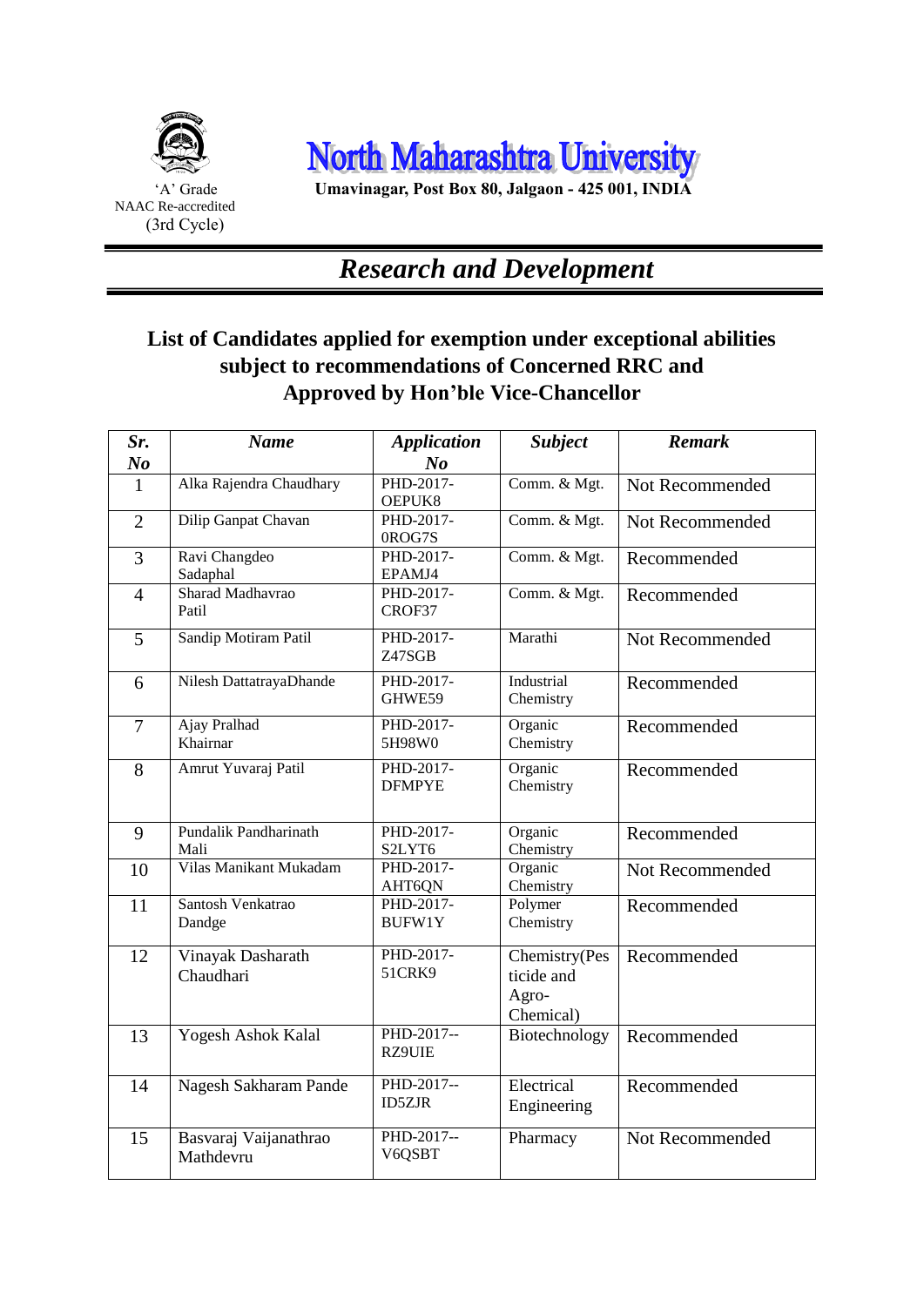'A' Grade
NAAC Re-accredited
(3rd Cycle)

# North Maharashtra University

**Umavinagar, Post Box 80, Jalgaon - 425 001, INDIA**

## *Research and Development*

### List of Candidates applied for exemption under exceptional abilities subject to recommendations of Concerned RRC and Approved by Hon'ble Vice-Chancellor

| *Sr. No* | *Name* | *Application No* | *Subject* | *Remark* |
|---|---|---|---|---|
| 1 | Alka Rajendra Chaudhary | PHD-2017-OEPUK8 | Comm. & Mgt. | Not Recommended |
| 2 | Dilip Ganpat Chavan | PHD-2017-0ROG7S | Comm. & Mgt. | Not Recommended |
| 3 | Ravi Changdeo Sadaphal | PHD-2017-EPAMJ4 | Comm. & Mgt. | Recommended |
| 4 | Sharad Madhavrao Patil | PHD-2017-CROF37 | Comm. & Mgt. | Recommended |
| 5 | Sandip Motiram Patil | PHD-2017-Z47SGB | Marathi | Not Recommended |
| 6 | Nilesh DattatrayaDhande | PHD-2017-GHWE59 | Industrial Chemistry | Recommended |
| 7 | Ajay Pralhad Khairnar | PHD-2017-5H98W0 | Organic Chemistry | Recommended |
| 8 | Amrut Yuvaraj Patil | PHD-2017-DFMPYE | Organic Chemistry | Recommended |
| 9 | Pundalik Pandharinath Mali | PHD-2017-S2LYT6 | Organic Chemistry | Recommended |
| 10 | Vilas Manikant Mukadam | PHD-2017-AHT6QN | Organic Chemistry | Not Recommended |
| 11 | Santosh Venkatrao Dandge | PHD-2017-BUFW1Y | Polymer Chemistry | Recommended |
| 12 | Vinayak Dasharath Chaudhari | PHD-2017-51CRK9 | Chemistry(Pesticide and Agro-Chemical) | Recommended |
| 13 | Yogesh Ashok Kalal | PHD-2017--RZ9UIE | Biotechnology | Recommended |
| 14 | Nagesh Sakharam Pande | PHD-2017--ID5ZJR | Electrical Engineering | Recommended |
| 15 | Basvaraj Vaijanathrao Mathdevru | PHD-2017--V6QSBT | Pharmacy | Not Recommended |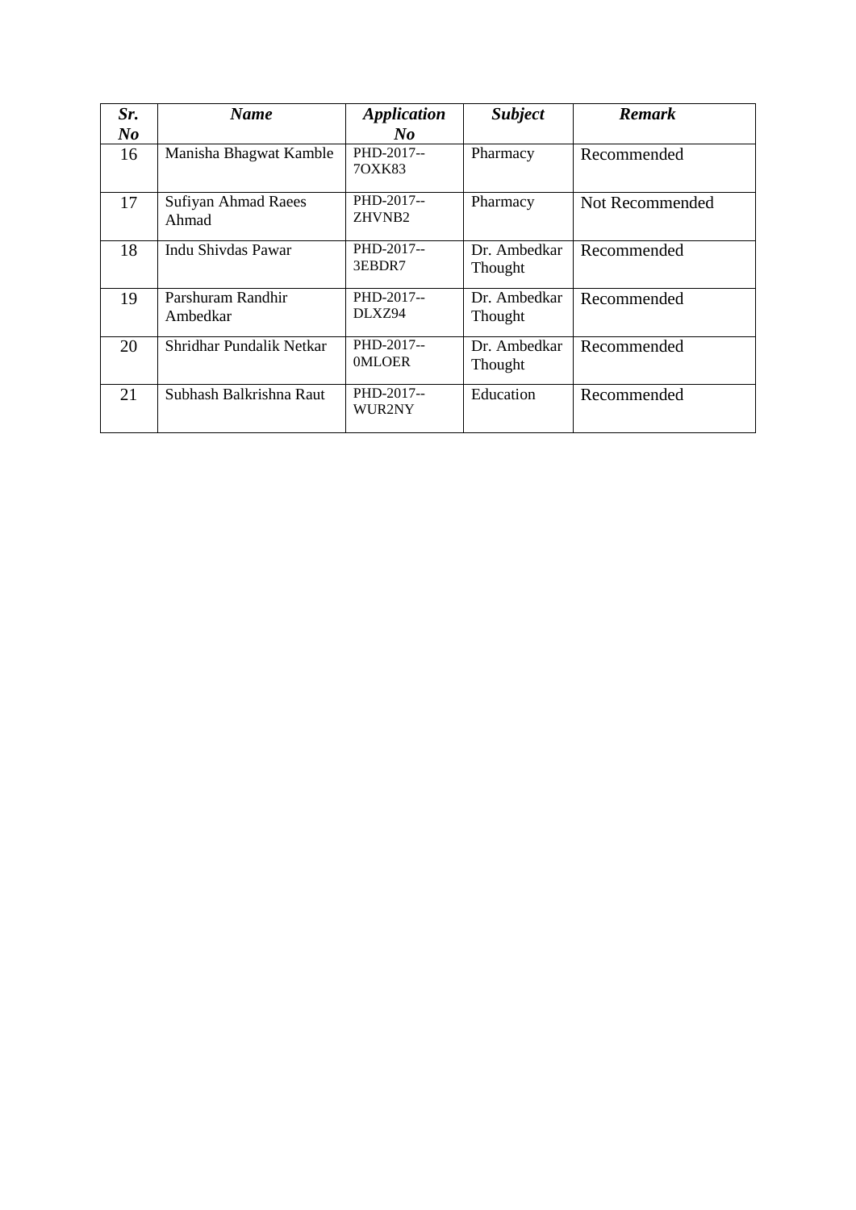| ***Sr. No*** | ***Name*** | ***Application No*** | ***Subject*** | ***Remark*** |
|---|---|---|---|---|
| 16 | Manisha Bhagwat Kamble | PHD-2017--7OXK83 | Pharmacy | Recommended |
| 17 | Sufiyan Ahmad Raees Ahmad | PHD-2017--ZHVNB2 | Pharmacy | Not Recommended |
| 18 | Indu Shivdas Pawar | PHD-2017--3EBDR7 | Dr. Ambedkar Thought | Recommended |
| 19 | Parshuram Randhir Ambedkar | PHD-2017--DLXZ94 | Dr. Ambedkar Thought | Recommended |
| 20 | Shridhar Pundalik Netkar | PHD-2017--0MLOER | Dr. Ambedkar Thought | Recommended |
| 21 | Subhash Balkrishna Raut | PHD-2017--WUR2NY | Education | Recommended |